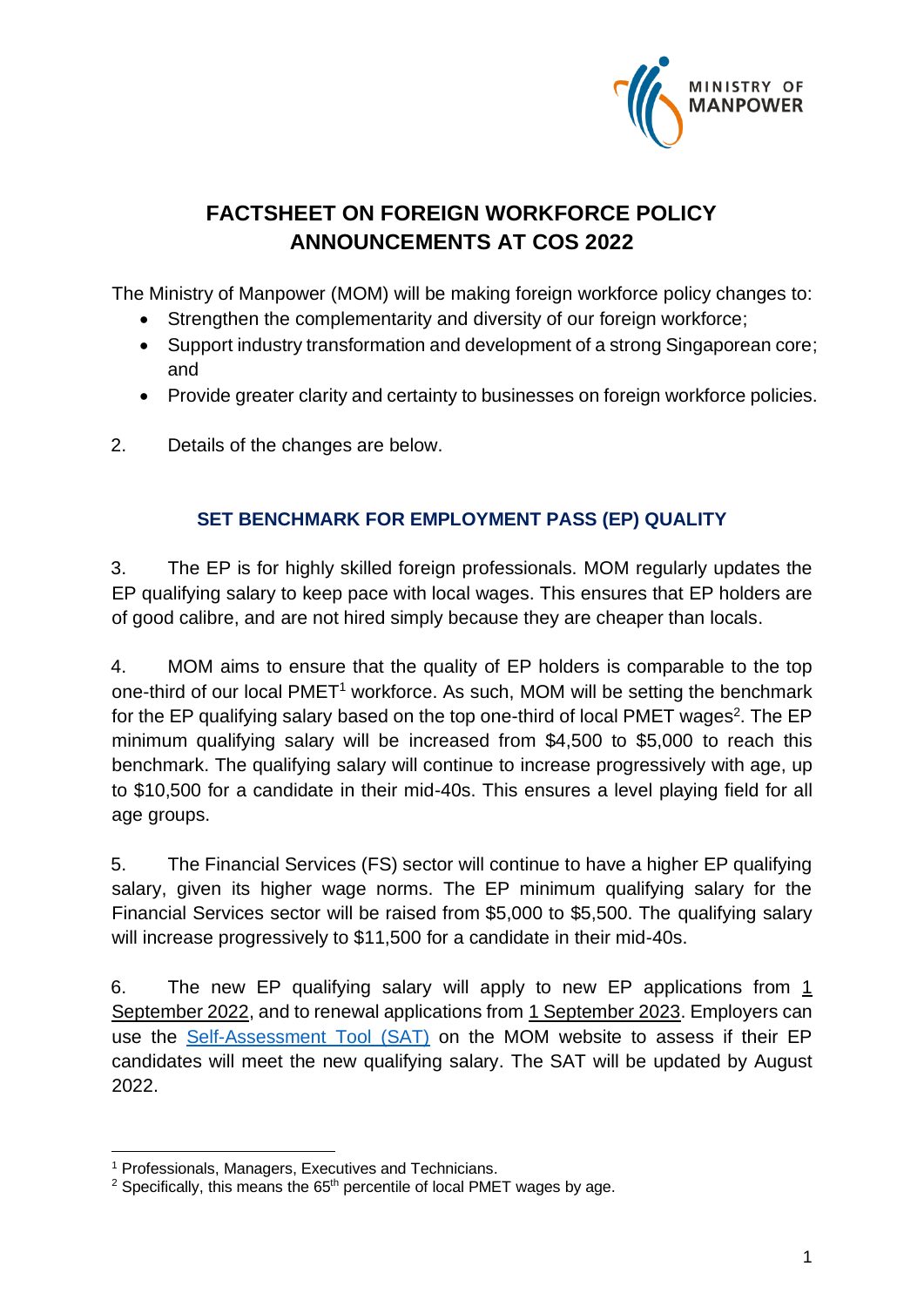# FACTSHEET ON FOREIGN WORKFORCE POLICY ANNOUNCEMENTS AT COS 2022

The Ministry of Manpower (MOM) will be making foreign workforce policy changes to:

- Strengthen the complementarity and diversity of our foreign workforce;
- Support industry transformation and development of a strong Singaporean core; and
- Provide greater clarity and certainty to businesses on foreign workforce policies.

2. Details of the changes are below.

## SET BENCHMARK FOR EMPLOYMENT PASS (EP) QUALITY

3. The EP is for highly skilled foreign professionals. MOM regularly updates the EP qualifying salary to keep pace with local wages. This ensures that EP holders are of good calibre, and are not hired simply because they are cheaper than locals.

4. MOM aims to ensure that the quality of EP holders is comparable to the top one-third of our local PMET[1] workforce. As such, MOM will be setting the benchmark for the EP qualifying salary based on the top one-third of local PMET wages[2]. The EP minimum qualifying salary will be increased from $4,500 to $5,000 to reach this benchmark. The qualifying salary will continue to increase progressively with age, up to $10,500 for a candidate in their mid-40s. This ensures a level playing field for all age groups.

5. The Financial Services (FS) sector will continue to have a higher EP qualifying salary, given its higher wage norms. The EP minimum qualifying salary for the Financial Services sector will be raised from $5,000 to $5,500. The qualifying salary will increase progressively to $11,500 for a candidate in their mid-40s.

6. The new EP qualifying salary will apply to new EP applications from 1 September 2022, and to renewal applications from 1 September 2023. Employers can use the Self-Assessment Tool (SAT) on the MOM website to assess if their EP candidates will meet the new qualifying salary. The SAT will be updated by August 2022.

---

[1] Professionals, Managers, Executives and Technicians.

[2] Specifically, this means the 65th percentile of local PMET wages by age.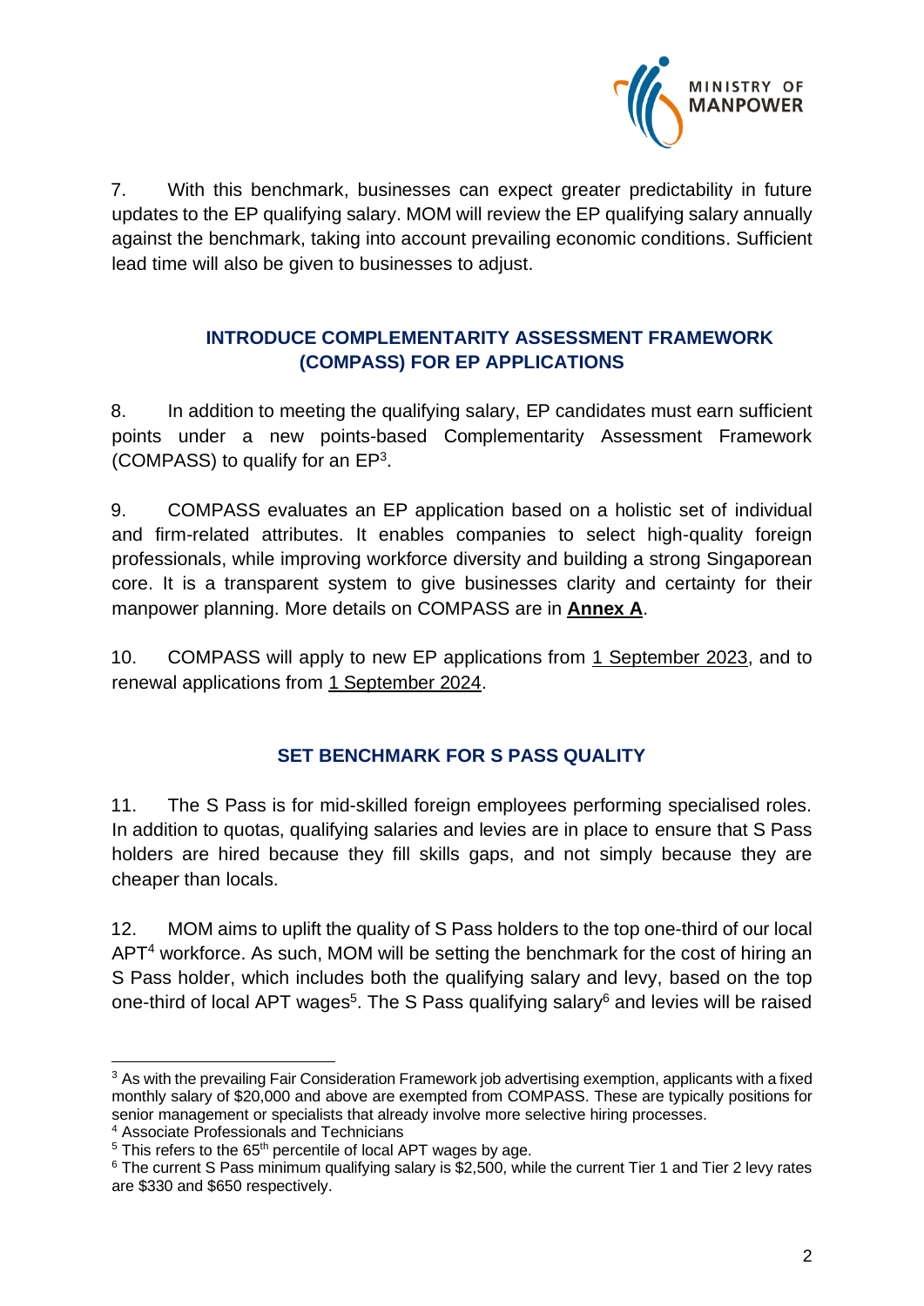7. With this benchmark, businesses can expect greater predictability in future updates to the EP qualifying salary. MOM will review the EP qualifying salary annually against the benchmark, taking into account prevailing economic conditions. Sufficient lead time will also be given to businesses to adjust.

## INTRODUCE COMPLEMENTARITY ASSESSMENT FRAMEWORK (COMPASS) FOR EP APPLICATIONS

8. In addition to meeting the qualifying salary, EP candidates must earn sufficient points under a new points-based Complementarity Assessment Framework (COMPASS) to qualify for an EP[3].

9. COMPASS evaluates an EP application based on a holistic set of individual and firm-related attributes. It enables companies to select high-quality foreign professionals, while improving workforce diversity and building a strong Singaporean core. It is a transparent system to give businesses clarity and certainty for their manpower planning. More details on COMPASS are in **Annex A**.

10. COMPASS will apply to new EP applications from 1 September 2023, and to renewal applications from 1 September 2024.

## SET BENCHMARK FOR S PASS QUALITY

11. The S Pass is for mid-skilled foreign employees performing specialised roles. In addition to quotas, qualifying salaries and levies are in place to ensure that S Pass holders are hired because they fill skills gaps, and not simply because they are cheaper than locals.

12. MOM aims to uplift the quality of S Pass holders to the top one-third of our local APT[4] workforce. As such, MOM will be setting the benchmark for the cost of hiring an S Pass holder, which includes both the qualifying salary and levy, based on the top one-third of local APT wages[5]. The S Pass qualifying salary[6] and levies will be raised

---

[3] As with the prevailing Fair Consideration Framework job advertising exemption, applicants with a fixed monthly salary of $20,000 and above are exempted from COMPASS. These are typically positions for senior management or specialists that already involve more selective hiring processes.

[4] Associate Professionals and Technicians

[5] This refers to the 65th percentile of local APT wages by age.

[6] The current S Pass minimum qualifying salary is $2,500, while the current Tier 1 and Tier 2 levy rates are $330 and $650 respectively.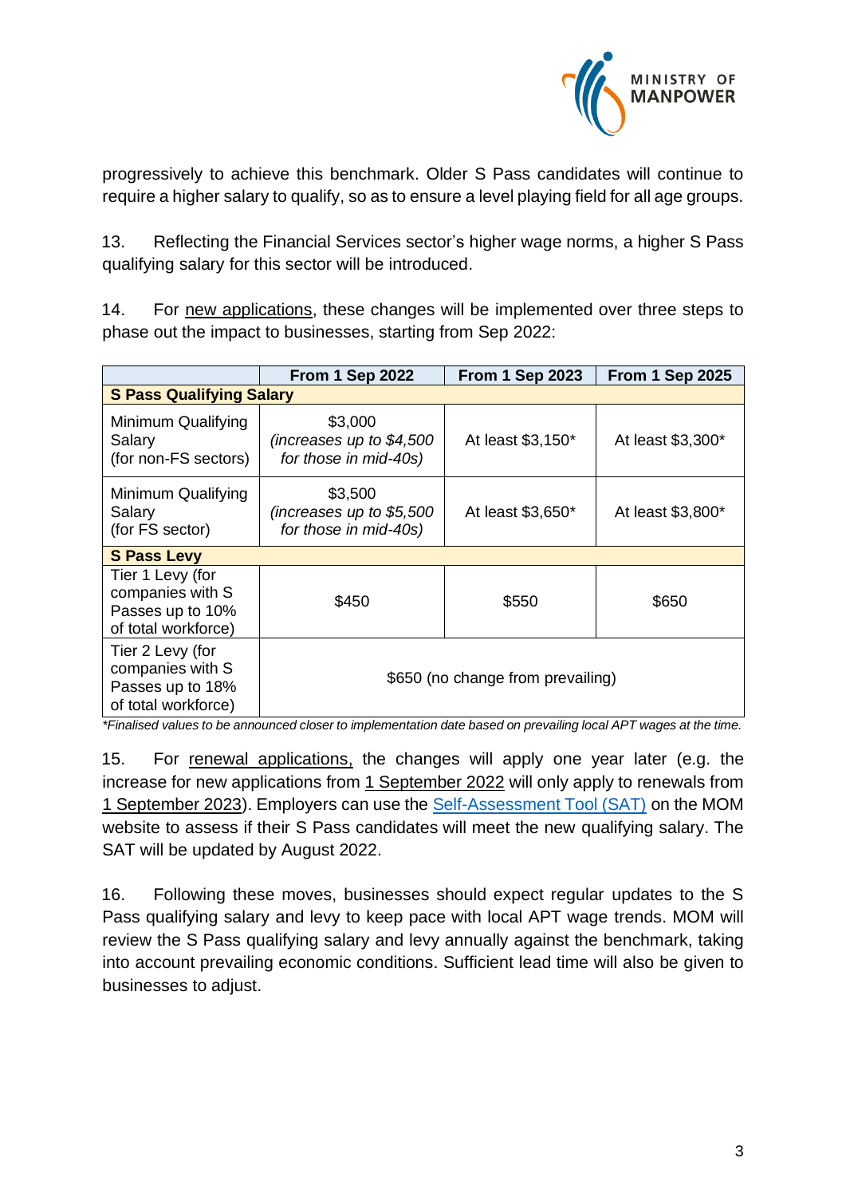progressively to achieve this benchmark. Older S Pass candidates will continue to require a higher salary to qualify, so as to ensure a level playing field for all age groups.

13. Reflecting the Financial Services sector's higher wage norms, a higher S Pass qualifying salary for this sector will be introduced.

14. For new applications, these changes will be implemented over three steps to phase out the impact to businesses, starting from Sep 2022:

| | **From 1 Sep 2022** | **From 1 Sep 2023** | **From 1 Sep 2025** |
|---|---|---|---|
| **S Pass Qualifying Salary** | | | |
| Minimum Qualifying Salary (for non-FS sectors) | $3,000 *(increases up to $4,500 for those in mid-40s)* | At least $3,150* | At least $3,300* |
| Minimum Qualifying Salary (for FS sector) | $3,500 *(increases up to $5,500 for those in mid-40s)* | At least $3,650* | At least $3,800* |
| **S Pass Levy** | | | |
| Tier 1 Levy (for companies with S Passes up to 10% of total workforce) | $450 | $550 | $650 |
| Tier 2 Levy (for companies with S Passes up to 18% of total workforce) | $650 (no change from prevailing) | | |

*\*Finalised values to be announced closer to implementation date based on prevailing local APT wages at the time.*

15. For renewal applications, the changes will apply one year later (e.g. the increase for new applications from 1 September 2022 will only apply to renewals from 1 September 2023). Employers can use the Self-Assessment Tool (SAT) on the MOM website to assess if their S Pass candidates will meet the new qualifying salary. The SAT will be updated by August 2022.

16. Following these moves, businesses should expect regular updates to the S Pass qualifying salary and levy to keep pace with local APT wage trends. MOM will review the S Pass qualifying salary and levy annually against the benchmark, taking into account prevailing economic conditions. Sufficient lead time will also be given to businesses to adjust.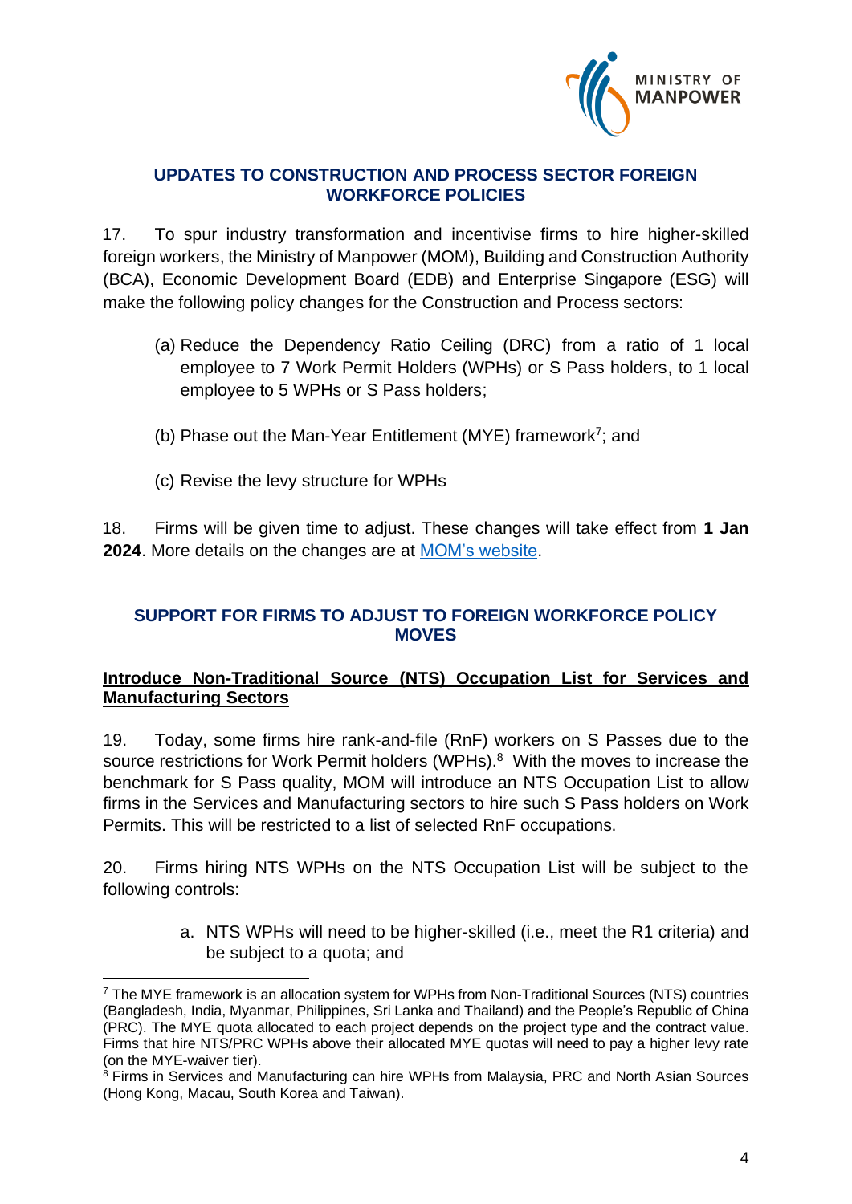## UPDATES TO CONSTRUCTION AND PROCESS SECTOR FOREIGN WORKFORCE POLICIES

17. To spur industry transformation and incentivise firms to hire higher-skilled foreign workers, the Ministry of Manpower (MOM), Building and Construction Authority (BCA), Economic Development Board (EDB) and Enterprise Singapore (ESG) will make the following policy changes for the Construction and Process sectors:

(a) Reduce the Dependency Ratio Ceiling (DRC) from a ratio of 1 local employee to 7 Work Permit Holders (WPHs) or S Pass holders, to 1 local employee to 5 WPHs or S Pass holders;

(b) Phase out the Man-Year Entitlement (MYE) framework[7]; and

(c) Revise the levy structure for WPHs

18. Firms will be given time to adjust. These changes will take effect from **1 Jan 2024**. More details on the changes are at MOM's website.

## SUPPORT FOR FIRMS TO ADJUST TO FOREIGN WORKFORCE POLICY MOVES

### Introduce Non-Traditional Source (NTS) Occupation List for Services and Manufacturing Sectors

19. Today, some firms hire rank-and-file (RnF) workers on S Passes due to the source restrictions for Work Permit holders (WPHs).[8] With the moves to increase the benchmark for S Pass quality, MOM will introduce an NTS Occupation List to allow firms in the Services and Manufacturing sectors to hire such S Pass holders on Work Permits. This will be restricted to a list of selected RnF occupations.

20. Firms hiring NTS WPHs on the NTS Occupation List will be subject to the following controls:

a. NTS WPHs will need to be higher-skilled (i.e., meet the R1 criteria) and be subject to a quota; and

---

[7] The MYE framework is an allocation system for WPHs from Non-Traditional Sources (NTS) countries (Bangladesh, India, Myanmar, Philippines, Sri Lanka and Thailand) and the People's Republic of China (PRC). The MYE quota allocated to each project depends on the project type and the contract value. Firms that hire NTS/PRC WPHs above their allocated MYE quotas will need to pay a higher levy rate (on the MYE-waiver tier).

[8] Firms in Services and Manufacturing can hire WPHs from Malaysia, PRC and North Asian Sources (Hong Kong, Macau, South Korea and Taiwan).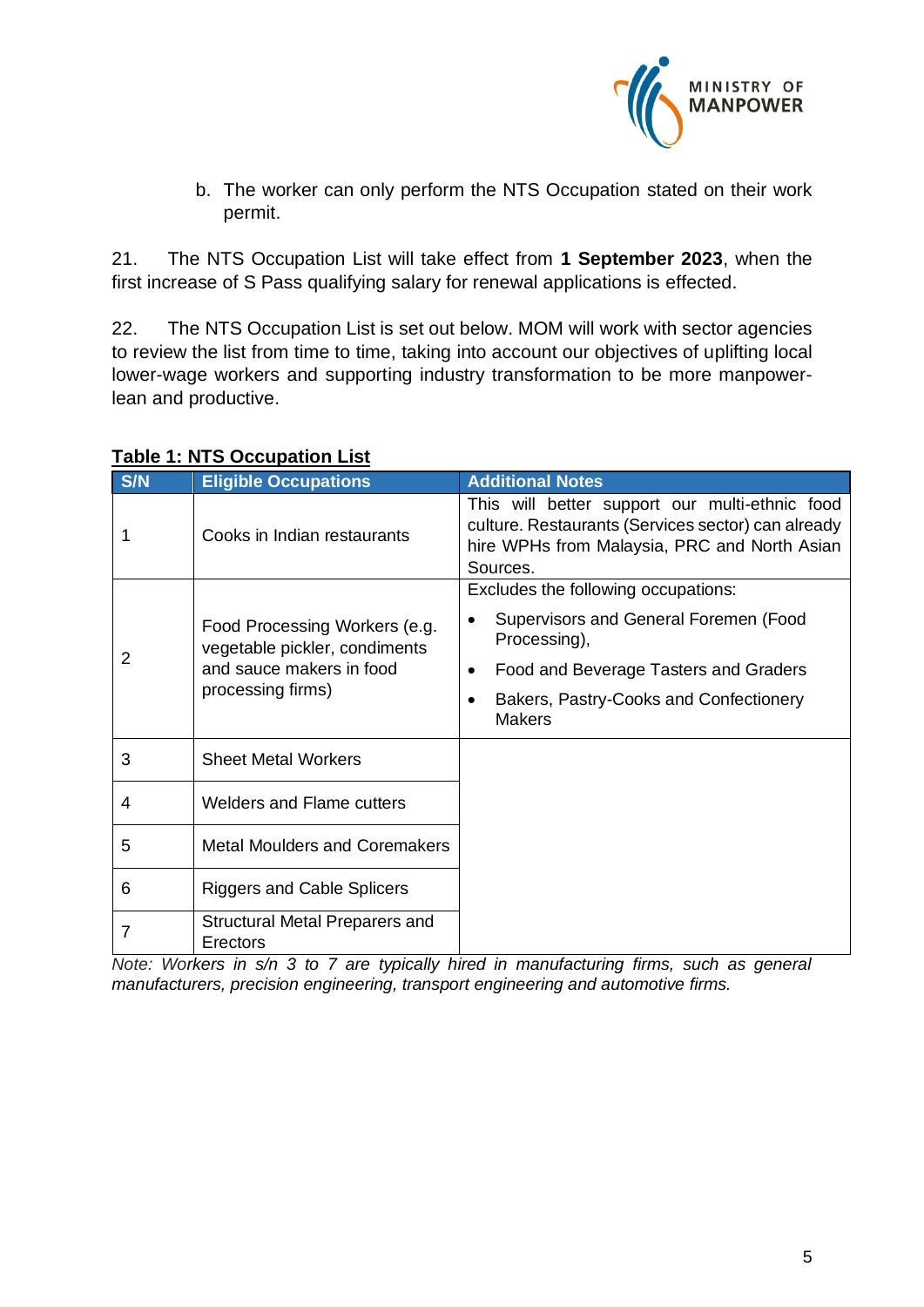b. The worker can only perform the NTS Occupation stated on their work permit.

21. The NTS Occupation List will take effect from **1 September 2023**, when the first increase of S Pass qualifying salary for renewal applications is effected.

22. The NTS Occupation List is set out below. MOM will work with sector agencies to review the list from time to time, taking into account our objectives of uplifting local lower-wage workers and supporting industry transformation to be more manpower-lean and productive.

**Table 1: NTS Occupation List**

| S/N | Eligible Occupations | Additional Notes |
| --- | --- | --- |
| 1 | Cooks in Indian restaurants | This will better support our multi-ethnic food culture. Restaurants (Services sector) can already hire WPHs from Malaysia, PRC and North Asian Sources. |
| 2 | Food Processing Workers (e.g. vegetable pickler, condiments and sauce makers in food processing firms) | Excludes the following occupations:<br>• Supervisors and General Foremen (Food Processing),<br>• Food and Beverage Tasters and Graders<br>• Bakers, Pastry-Cooks and Confectionery Makers |
| 3 | Sheet Metal Workers | |
| 4 | Welders and Flame cutters | |
| 5 | Metal Moulders and Coremakers | |
| 6 | Riggers and Cable Splicers | |
| 7 | Structural Metal Preparers and Erectors | |

*Note: Workers in s/n 3 to 7 are typically hired in manufacturing firms, such as general manufacturers, precision engineering, transport engineering and automotive firms.*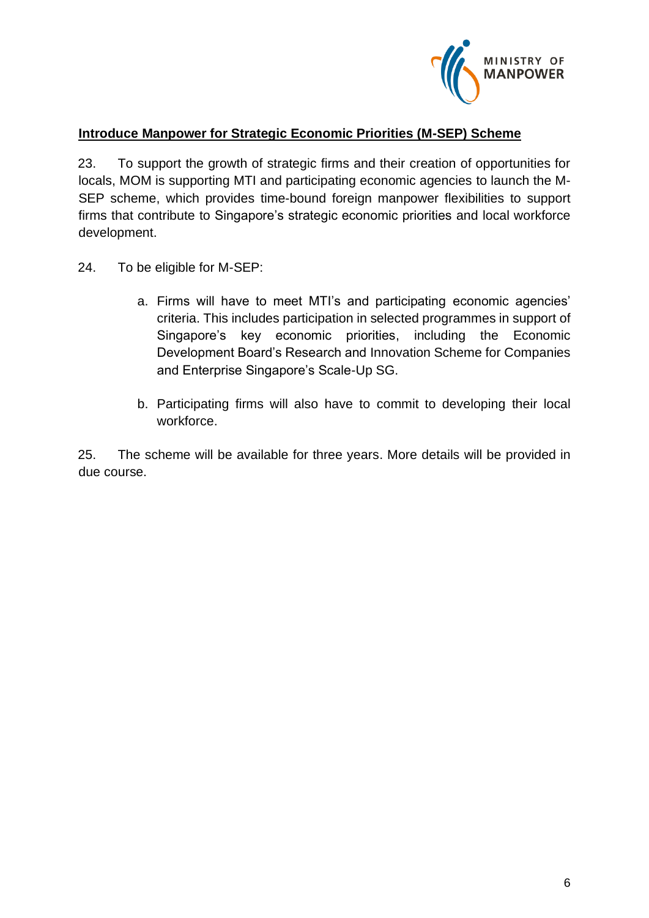**Introduce Manpower for Strategic Economic Priorities (M-SEP) Scheme**

23. To support the growth of strategic firms and their creation of opportunities for locals, MOM is supporting MTI and participating economic agencies to launch the M-SEP scheme, which provides time-bound foreign manpower flexibilities to support firms that contribute to Singapore's strategic economic priorities and local workforce development.

24. To be eligible for M-SEP:

  a. Firms will have to meet MTI's and participating economic agencies' criteria. This includes participation in selected programmes in support of Singapore's key economic priorities, including the Economic Development Board's Research and Innovation Scheme for Companies and Enterprise Singapore's Scale-Up SG.

  b. Participating firms will also have to commit to developing their local workforce.

25. The scheme will be available for three years. More details will be provided in due course.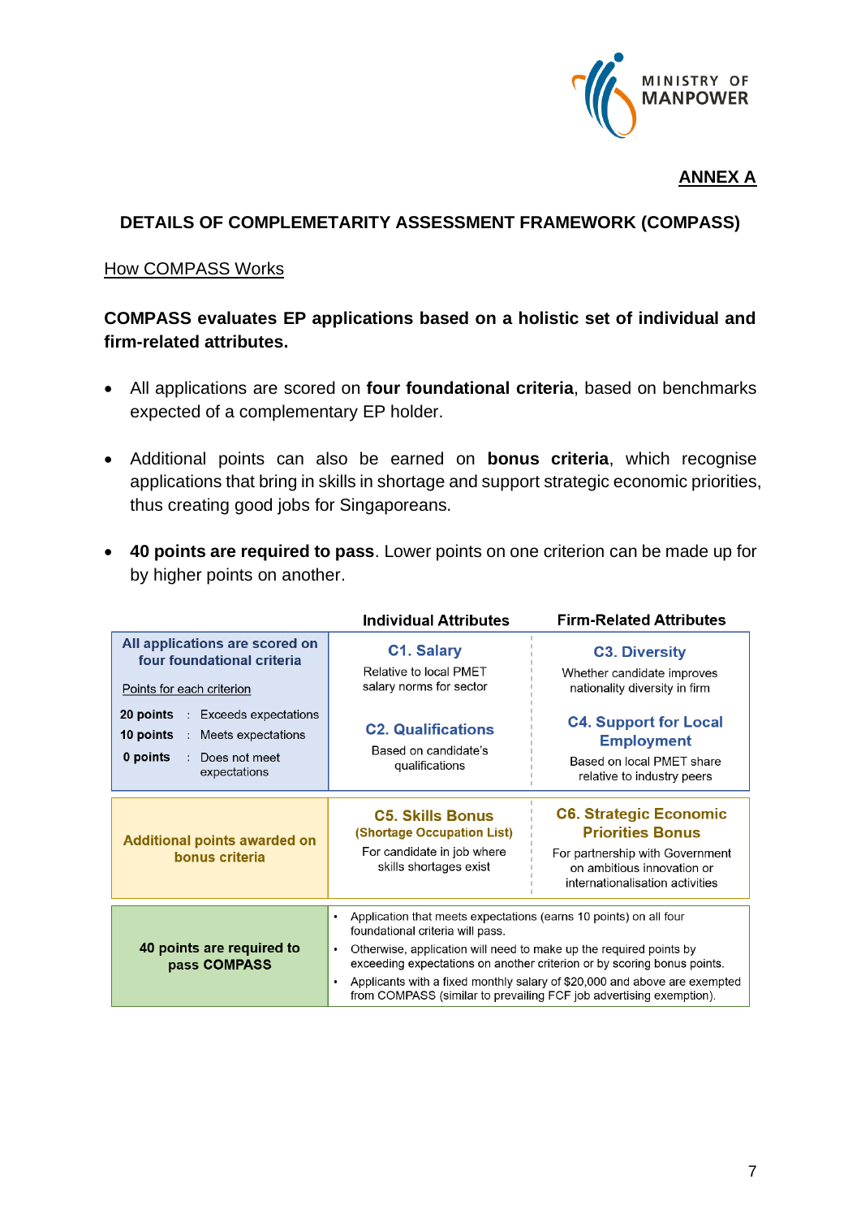**ANNEX A**

## DETAILS OF COMPLEMETARITY ASSESSMENT FRAMEWORK (COMPASS)

How COMPASS Works

**COMPASS evaluates EP applications based on a holistic set of individual and firm-related attributes.**

- All applications are scored on **four foundational criteria**, based on benchmarks expected of a complementary EP holder.
- Additional points can also be earned on **bonus criteria**, which recognise applications that bring in skills in shortage and support strategic economic priorities, thus creating good jobs for Singaporeans.
- **40 points are required to pass**. Lower points on one criterion can be made up for by higher points on another.

| | Individual Attributes | Firm-Related Attributes |
|---|---|---|
| **All applications are scored on four foundational criteria**<br><br>Points for each criterion<br><br>**20 points** : Exceeds expectations<br>**10 points** : Meets expectations<br>**0 points** : Does not meet expectations | **C1. Salary**<br>Relative to local PMET salary norms for sector<br><br>**C2. Qualifications**<br>Based on candidate's qualifications | **C3. Diversity**<br>Whether candidate improves nationality diversity in firm<br><br>**C4. Support for Local Employment**<br>Based on local PMET share relative to industry peers |
| **Additional points awarded on bonus criteria** | **C5. Skills Bonus (Shortage Occupation List)**<br>For candidate in job where skills shortages exist | **C6. Strategic Economic Priorities Bonus**<br>For partnership with Government on ambitious innovation or internationalisation activities |
| **40 points are required to pass COMPASS** | • Application that meets expectations (earns 10 points) on all four foundational criteria will pass.<br>• Otherwise, application will need to make up the required points by exceeding expectations on another criterion or by scoring bonus points.<br>• Applicants with a fixed monthly salary of $20,000 and above are exempted from COMPASS (similar to prevailing FCF job advertising exemption). | |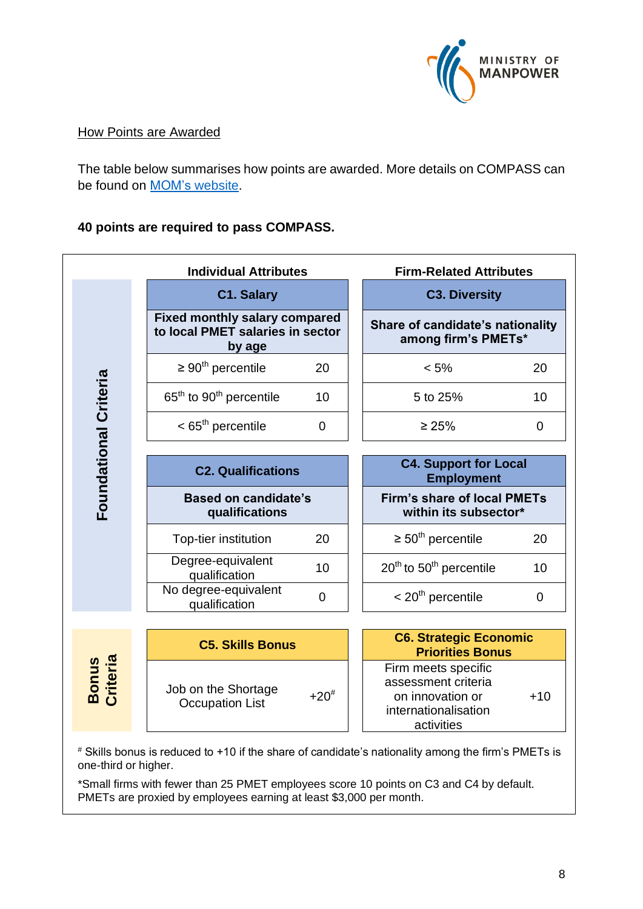How Points are Awarded

The table below summarises how points are awarded. More details on COMPASS can be found on MOM's website.

**40 points are required to pass COMPASS.**

| | Individual Attributes | | Firm-Related Attributes | |
|---|---|---|---|---|
| **Foundational Criteria** | **C1. Salary** | | **C3. Diversity** | |
| | **Fixed monthly salary compared to local PMET salaries in sector by age** | | **Share of candidate's nationality among firm's PMETs*** | |
| | ≥ 90th percentile | 20 | < 5% | 20 |
| | 65th to 90th percentile | 10 | 5 to 25% | 10 |
| | < 65th percentile | 0 | ≥ 25% | 0 |
| | **C2. Qualifications** | | **C4. Support for Local Employment** | |
| | **Based on candidate's qualifications** | | **Firm's share of local PMETs within its subsector*** | |
| | Top-tier institution | 20 | ≥ 50th percentile | 20 |
| | Degree-equivalent qualification | 10 | 20th to 50th percentile | 10 |
| | No degree-equivalent qualification | 0 | < 20th percentile | 0 |
| **Bonus Criteria** | **C5. Skills Bonus** | | **C6. Strategic Economic Priorities Bonus** | |
| | Job on the Shortage Occupation List | +20# | Firm meets specific assessment criteria on innovation or internationalisation activities | +10 |

# Skills bonus is reduced to +10 if the share of candidate's nationality among the firm's PMETs is one-third or higher.

*Small firms with fewer than 25 PMET employees score 10 points on C3 and C4 by default. PMETs are proxied by employees earning at least $3,000 per month.